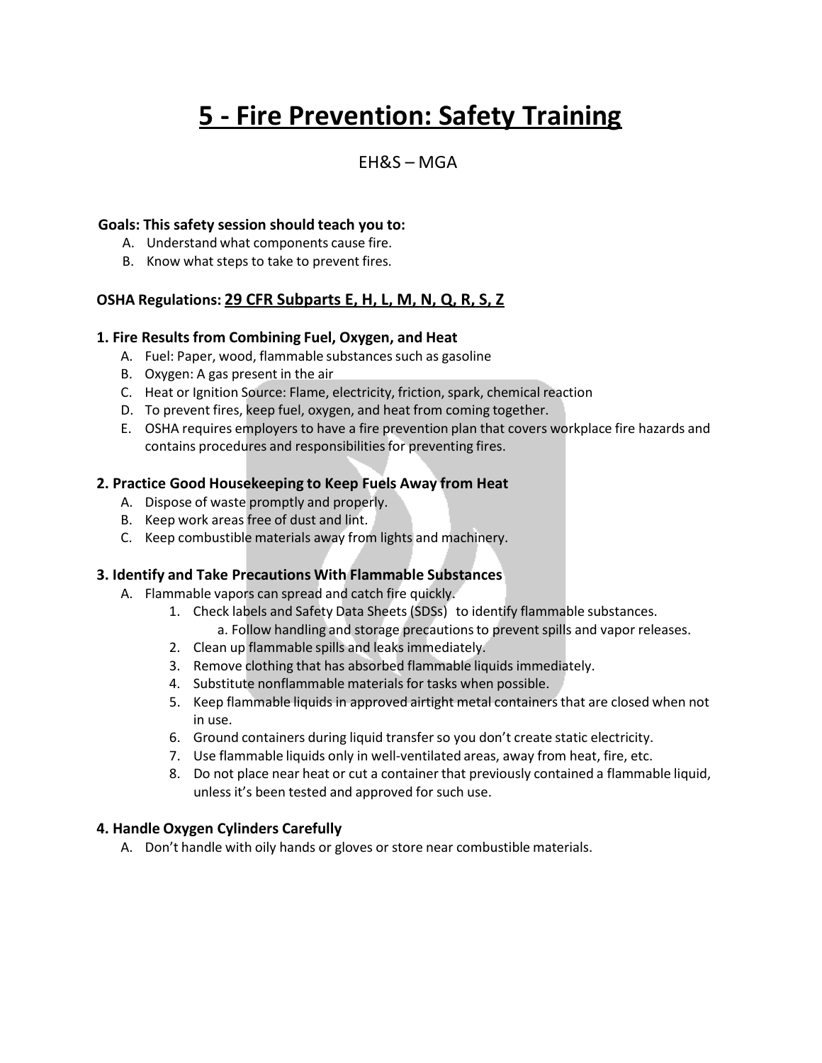# 5 - Fire Prevention: Safety Training

EH&S – MGA

**Goals: This safety session should teach you to:**

A. Understand what components cause fire.
B. Know what steps to take to prevent fires.

**OSHA Regulations: 29 CFR Subparts E, H, L, M, N, Q, R, S, Z**

### 1. Fire Results from Combining Fuel, Oxygen, and Heat

A. Fuel: Paper, wood, flammable substances such as gasoline
B. Oxygen: A gas present in the air
C. Heat or Ignition Source: Flame, electricity, friction, spark, chemical reaction
D. To prevent fires, keep fuel, oxygen, and heat from coming together.
E. OSHA requires employers to have a fire prevention plan that covers workplace fire hazards and contains procedures and responsibilities for preventing fires.

### 2. Practice Good Housekeeping to Keep Fuels Away from Heat

A. Dispose of waste promptly and properly.
B. Keep work areas free of dust and lint.
C. Keep combustible materials away from lights and machinery.

### 3. Identify and Take Precautions With Flammable Substances

A. Flammable vapors can spread and catch fire quickly.
  1. Check labels and Safety Data Sheets (SDSs) to identify flammable substances.
     a. Follow handling and storage precautions to prevent spills and vapor releases.
  2. Clean up flammable spills and leaks immediately.
  3. Remove clothing that has absorbed flammable liquids immediately.
  4. Substitute nonflammable materials for tasks when possible.
  5. Keep flammable liquids in approved airtight metal containers that are closed when not in use.
  6. Ground containers during liquid transfer so you don't create static electricity.
  7. Use flammable liquids only in well-ventilated areas, away from heat, fire, etc.
  8. Do not place near heat or cut a container that previously contained a flammable liquid, unless it's been tested and approved for such use.

### 4. Handle Oxygen Cylinders Carefully

A. Don't handle with oily hands or gloves or store near combustible materials.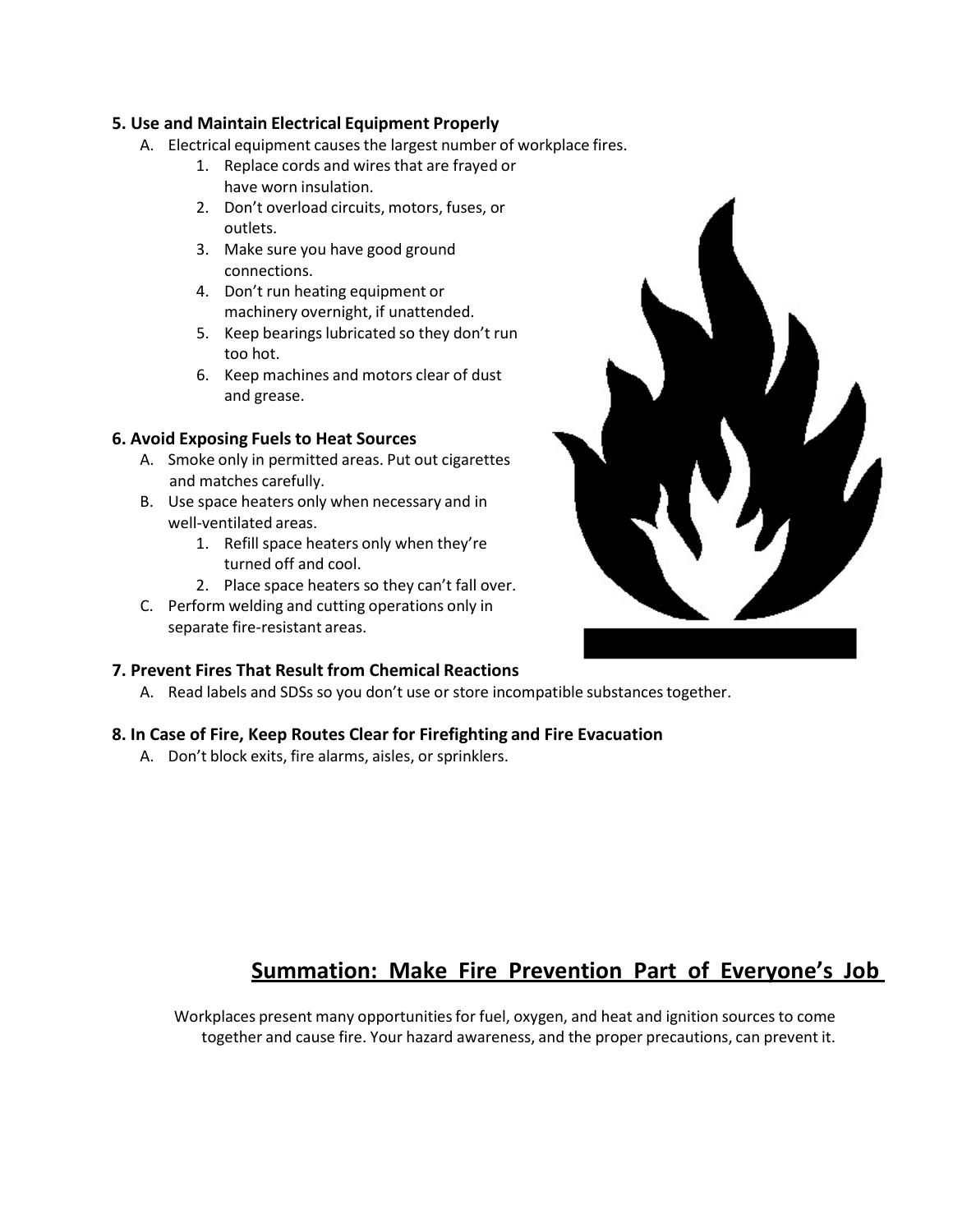**5. Use and Maintain Electrical Equipment Properly**

A. Electrical equipment causes the largest number of workplace fires.
   1. Replace cords and wires that are frayed or have worn insulation.
   2. Don't overload circuits, motors, fuses, or outlets.
   3. Make sure you have good ground connections.
   4. Don't run heating equipment or machinery overnight, if unattended.
   5. Keep bearings lubricated so they don't run too hot.
   6. Keep machines and motors clear of dust and grease.

**6. Avoid Exposing Fuels to Heat Sources**

A. Smoke only in permitted areas. Put out cigarettes and matches carefully.
B. Use space heaters only when necessary and in well-ventilated areas.
   1. Refill space heaters only when they're turned off and cool.
   2. Place space heaters so they can't fall over.
C. Perform welding and cutting operations only in separate fire-resistant areas.

**7. Prevent Fires That Result from Chemical Reactions**

A. Read labels and SDSs so you don't use or store incompatible substances together.

**8. In Case of Fire, Keep Routes Clear for Firefighting and Fire Evacuation**

A. Don't block exits, fire alarms, aisles, or sprinklers.

## Summation: Make Fire Prevention Part of Everyone's Job

Workplaces present many opportunities for fuel, oxygen, and heat and ignition sources to come together and cause fire. Your hazard awareness, and the proper precautions, can prevent it.